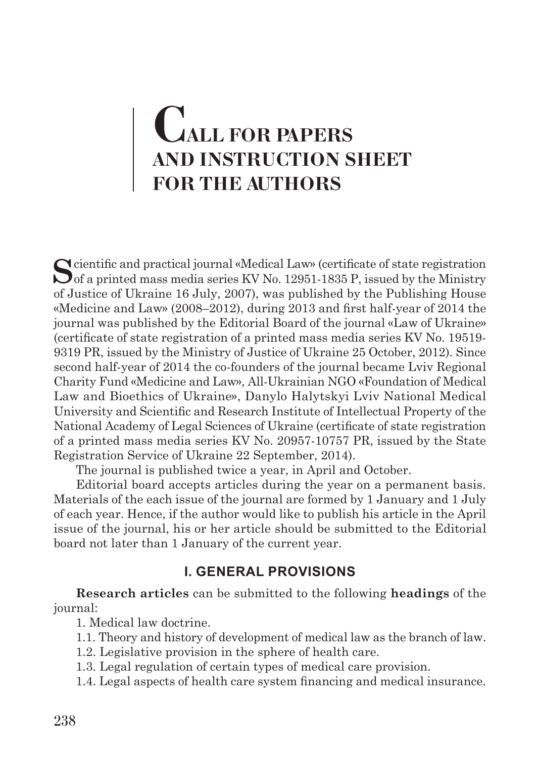# CALL FOR PAPERS AND INSTRUCTION SHEET FOR THE AUTHORS

Scientific and practical journal «Medical Law» (certificate of state registration of a printed mass media series KV No. 12951-1835 P, issued by the Ministry of Justice of Ukraine 16 July, 2007), was published by the Publishing House «Medicine and Law» (2008–2012), during 2013 and first half-year of 2014 the journal was published by the Editorial Board of the journal «Law of Ukraine» (certificate of state registration of a printed mass media series KV No. 19519-9319 PR, issued by the Ministry of Justice of Ukraine 25 October, 2012). Since second half-year of 2014 the co-founders of the journal became Lviv Regional Charity Fund «Medicine and Law», All-Ukrainian NGO «Foundation of Medical Law and Bioethics of Ukraine», Danylo Halytskyi Lviv National Medical University and Scientific and Research Institute of Intellectual Property of the National Academy of Legal Sciences of Ukraine (certificate of state registration of a printed mass media series KV No. 20957-10757 PR, issued by the State Registration Service of Ukraine 22 September, 2014).

The journal is published twice a year, in April and October.

Editorial board accepts articles during the year on a permanent basis. Materials of the each issue of the journal are formed by 1 January and 1 July of each year. Hence, if the author would like to publish his article in the April issue of the journal, his or her article should be submitted to the Editorial board not later than 1 January of the current year.

## I. GENERAL PROVISIONS

**Research articles** can be submitted to the following **headings** of the journal:

1. Medical law doctrine.

1.1. Theory and history of development of medical law as the branch of law.

1.2. Legislative provision in the sphere of health care.

1.3. Legal regulation of certain types of medical care provision.

1.4. Legal aspects of health care system financing and medical insurance.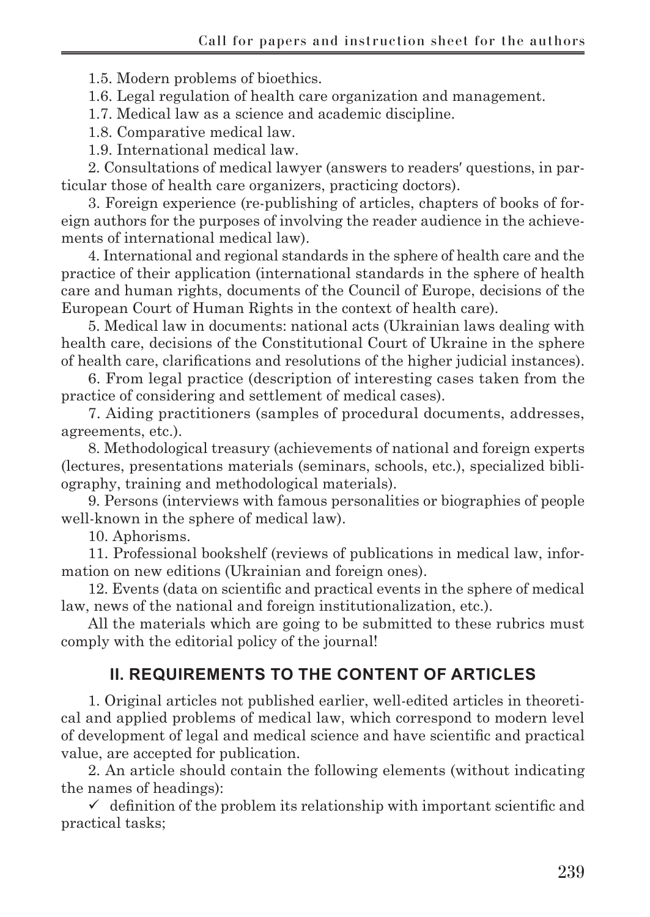1.5. Modern problems of bioethics.

1.6. Legal regulation of health care organization and management.

1.7. Medical law as a science and academic discipline.

1.8. Comparative medical law.

1.9. International medical law.

2. Consultations of medical lawyer (answers to readers' questions, in particular those of health care organizers, practicing doctors).

3. Foreign experience (re-publishing of articles, chapters of books of foreign authors for the purposes of involving the reader audience in the achievements of international medical law).

4. International and regional standards in the sphere of health care and the practice of their application (international standards in the sphere of health care and human rights, documents of the Council of Europe, decisions of the European Court of Human Rights in the context of health care).

5. Medical law in documents: national acts (Ukrainian laws dealing with health care, decisions of the Constitutional Court of Ukraine in the sphere of health care, clarifications and resolutions of the higher judicial instances).

6. From legal practice (description of interesting cases taken from the practice of considering and settlement of medical cases).

7. Aiding practitioners (samples of procedural documents, addresses, agreements, etc.).

8. Methodological treasury (achievements of national and foreign experts (lectures, presentations materials (seminars, schools, etc.), specialized bibliography, training and methodological materials).

9. Persons (interviews with famous personalities or biographies of people well-known in the sphere of medical law).

10. Aphorisms.

11. Professional bookshelf (reviews of publications in medical law, information on new editions (Ukrainian and foreign ones).

12. Events (data on scientific and practical events in the sphere of medical law, news of the national and foreign institutionalization, etc.).

All the materials which are going to be submitted to these rubrics must comply with the editorial policy of the journal!

## II. REQUIREMENTS TO THE CONTENT OF ARTICLES

1. Original articles not published earlier, well-edited articles in theoretical and applied problems of medical law, which correspond to modern level of development of legal and medical science and have scientific and practical value, are accepted for publication.

2. An article should contain the following elements (without indicating the names of headings):

✓ definition of the problem its relationship with important scientific and practical tasks;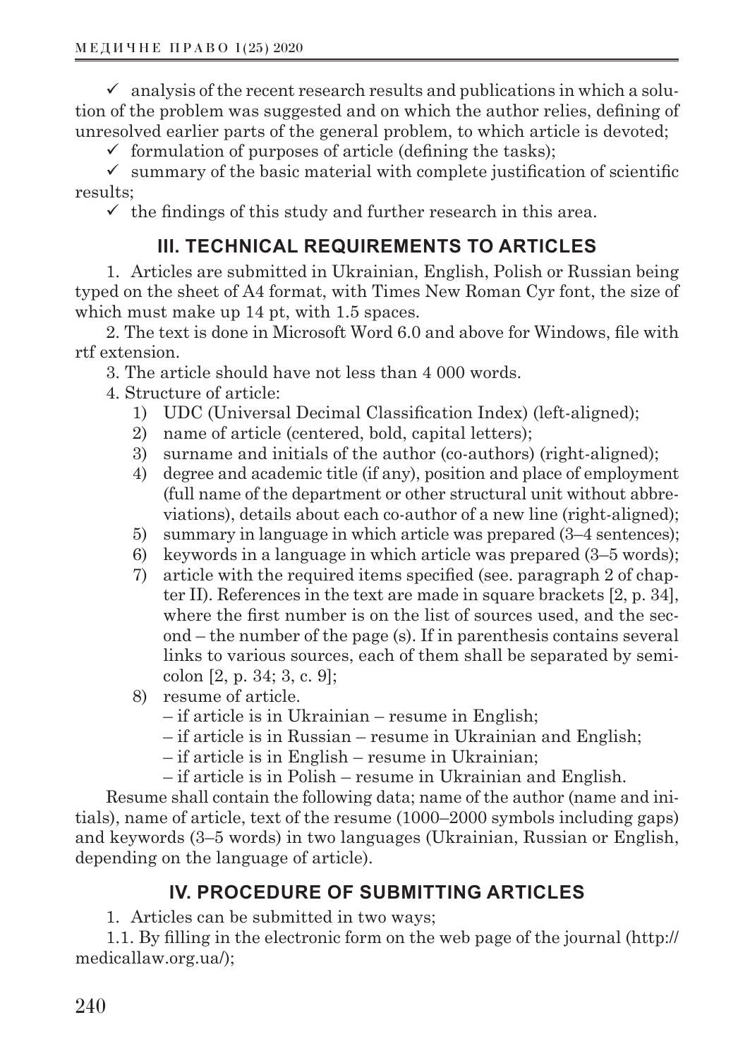✓ analysis of the recent research results and publications in which a solution of the problem was suggested and on which the author relies, defining of unresolved earlier parts of the general problem, to which article is devoted;

✓ formulation of purposes of article (defining the tasks);

✓ summary of the basic material with complete justification of scientific results;

✓ the findings of this study and further research in this area.

## III. TECHNICAL REQUIREMENTS TO ARTICLES

1. Articles are submitted in Ukrainian, English, Polish or Russian being typed on the sheet of A4 format, with Times New Roman Cyr font, the size of which must make up 14 pt, with 1.5 spaces.

2. The text is done in Microsoft Word 6.0 and above for Windows, file with rtf extension.

3. The article should have not less than 4 000 words.

4. Structure of article:

   1) UDC (Universal Decimal Classification Index) (left-aligned);
   2) name of article (centered, bold, capital letters);
   3) surname and initials of the author (co-authors) (right-aligned);
   4) degree and academic title (if any), position and place of employment (full name of the department or other structural unit without abbreviations), details about each co-author of a new line (right-aligned);
   5) summary in language in which article was prepared (3–4 sentences);
   6) keywords in a language in which article was prepared (3–5 words);
   7) article with the required items specified (see. paragraph 2 of chapter II). References in the text are made in square brackets [2, p. 34], where the first number is on the list of sources used, and the second – the number of the page (s). If in parenthesis contains several links to various sources, each of them shall be separated by semicolon [2, p. 34; 3, c. 9];
   8) resume of article.
      – if article is in Ukrainian – resume in English;
      – if article is in Russian – resume in Ukrainian and English;
      – if article is in English – resume in Ukrainian;
      – if article is in Polish – resume in Ukrainian and English.

Resume shall contain the following data; name of the author (name and initials), name of article, text of the resume (1000–2000 symbols including gaps) and keywords (3–5 words) in two languages (Ukrainian, Russian or English, depending on the language of article).

## IV. PROCEDURE OF SUBMITTING ARTICLES

1. Articles can be submitted in two ways;

1.1. By filling in the electronic form on the web page of the journal (http://medicallaw.org.ua/);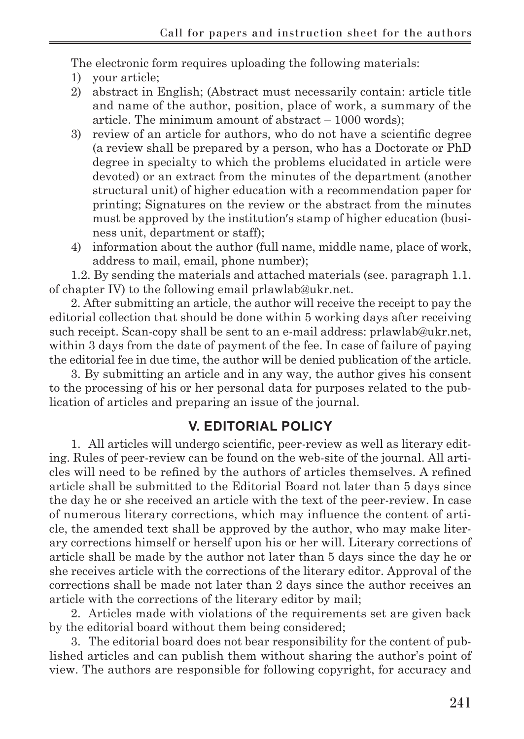The electronic form requires uploading the following materials:

1) your article;
2) abstract in English; (Abstract must necessarily contain: article title and name of the author, position, place of work, a summary of the article. The minimum amount of abstract – 1000 words);
3) review of an article for authors, who do not have a scientific degree (a review shall be prepared by a person, who has a Doctorate or PhD degree in specialty to which the problems elucidated in article were devoted) or an extract from the minutes of the department (another structural unit) of higher education with a recommendation paper for printing; Signatures on the review or the abstract from the minutes must be approved by the institution's stamp of higher education (business unit, department or staff);
4) information about the author (full name, middle name, place of work, address to mail, email, phone number);

1.2. By sending the materials and attached materials (see. paragraph 1.1. of chapter IV) to the following email prlawlab@ukr.net.

2. After submitting an article, the author will receive the receipt to pay the editorial collection that should be done within 5 working days after receiving such receipt. Scan-copy shall be sent to an e-mail address: prlawlab@ukr.net, within 3 days from the date of payment of the fee. In case of failure of paying the editorial fee in due time, the author will be denied publication of the article.

3. By submitting an article and in any way, the author gives his consent to the processing of his or her personal data for purposes related to the publication of articles and preparing an issue of the journal.

## V. EDITORIAL POLICY

1. All articles will undergo scientific, peer-review as well as literary editing. Rules of peer-review can be found on the web-site of the journal. All articles will need to be refined by the authors of articles themselves. A refined article shall be submitted to the Editorial Board not later than 5 days since the day he or she received an article with the text of the peer-review. In case of numerous literary corrections, which may influence the content of article, the amended text shall be approved by the author, who may make literary corrections himself or herself upon his or her will. Literary corrections of article shall be made by the author not later than 5 days since the day he or she receives article with the corrections of the literary editor. Approval of the corrections shall be made not later than 2 days since the author receives an article with the corrections of the literary editor by mail;

2. Articles made with violations of the requirements set are given back by the editorial board without them being considered;

3. The editorial board does not bear responsibility for the content of published articles and can publish them without sharing the author's point of view. The authors are responsible for following copyright, for accuracy and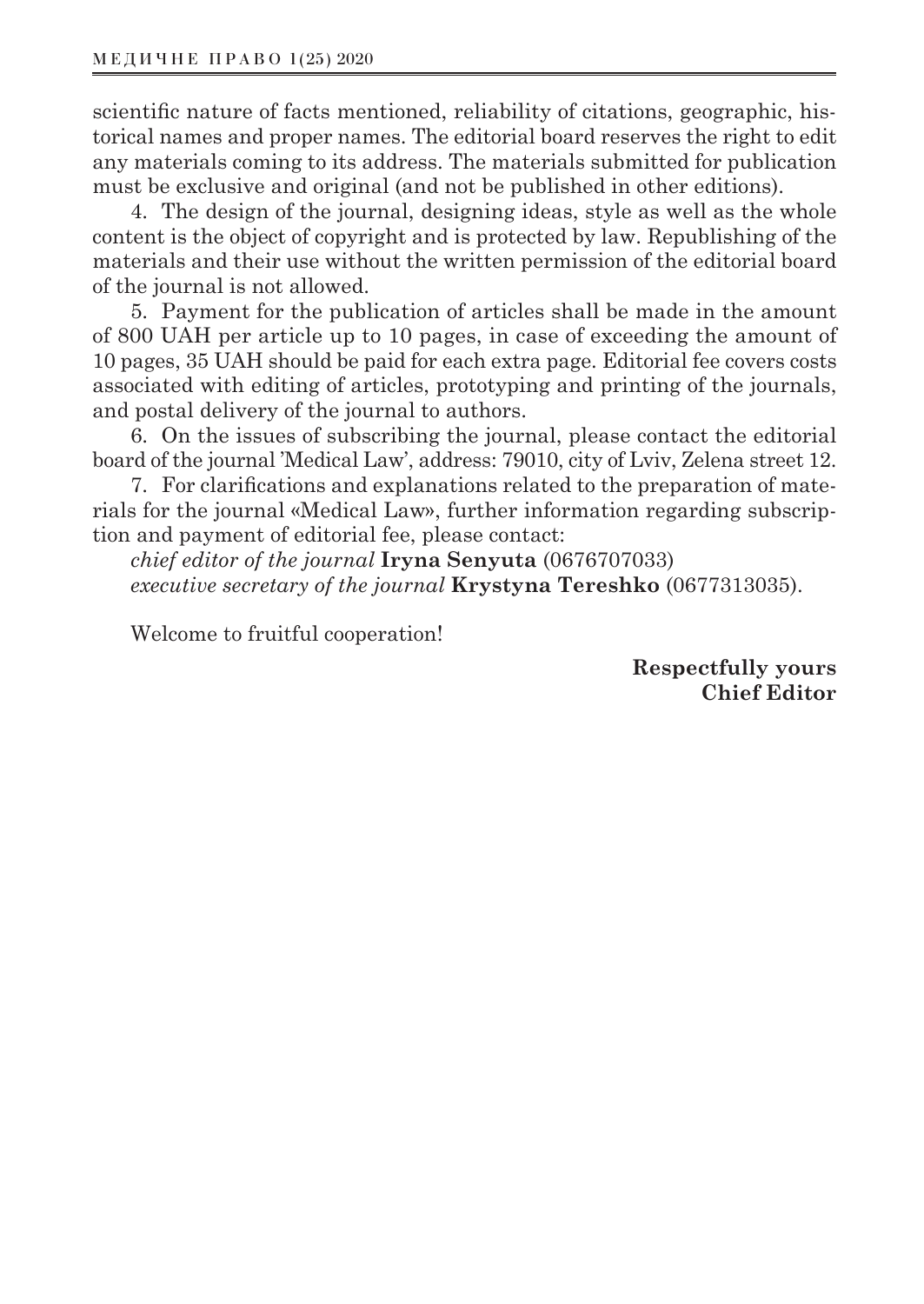scientific nature of facts mentioned, reliability of citations, geographic, historical names and proper names. The editorial board reserves the right to edit any materials coming to its address. The materials submitted for publication must be exclusive and original (and not be published in other editions).

4. The design of the journal, designing ideas, style as well as the whole content is the object of copyright and is protected by law. Republishing of the materials and their use without the written permission of the editorial board of the journal is not allowed.

5. Payment for the publication of articles shall be made in the amount of 800 UAH per article up to 10 pages, in case of exceeding the amount of 10 pages, 35 UAH should be paid for each extra page. Editorial fee covers costs associated with editing of articles, prototyping and printing of the journals, and postal delivery of the journal to authors.

6. On the issues of subscribing the journal, please contact the editorial board of the journal 'Medical Law', address: 79010, city of Lviv, Zelena street 12.

7. For clarifications and explanations related to the preparation of materials for the journal «Medical Law», further information regarding subscription and payment of editorial fee, please contact:

*chief editor of the journal* **Iryna Senyuta** (0676707033)
*executive secretary of the journal* **Krystyna Tereshko** (0677313035).

Welcome to fruitful cooperation!

**Respectfully yours**
**Chief Editor**